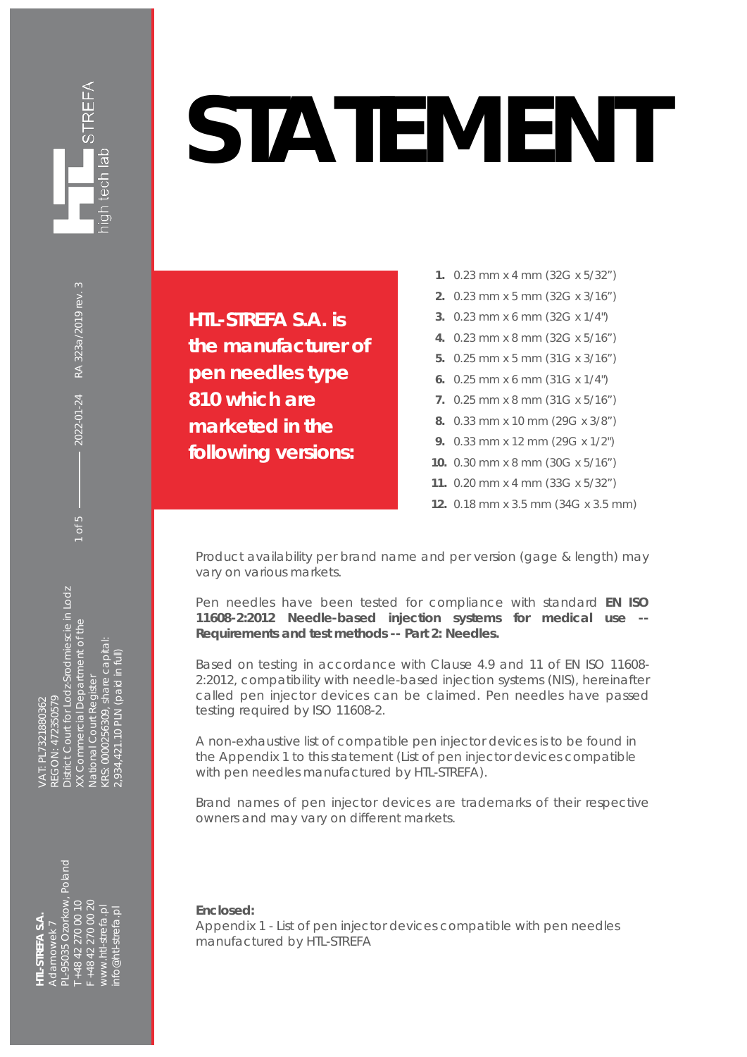# STATEMENT

**HTL-STREFA S.A. is the manufacturer of pen needles type 810 which are marketed in the following versions:**

1. 0.23 mm x 4 mm (32G x 5/32")
2. 0.23 mm x 5 mm (32G x 3/16")
3. 0.23 mm x 6 mm (32G x 1/4")
4. 0.23 mm x 8 mm (32G x 5/16")
5. 0.25 mm x 5 mm (31G x 3/16")
6. 0.25 mm x 6 mm (31G x 1/4")
7. 0.25 mm x 8 mm (31G x 5/16")
8. 0.33 mm x 10 mm (29G x 3/8")
9. 0.33 mm x 12 mm (29G x 1/2")
10. 0.30 mm x 8 mm (30G x 5/16")
11. 0.20 mm x 4 mm (33G x 5/32")
12. 0.18 mm x 3.5 mm (34G x 3.5 mm)

Product availability per brand name and per version (gage & length) may vary on various markets.

Pen needles have been tested for compliance with standard **EN ISO 11608-2:2012 Needle-based injection systems for medical use -- Requirements and test methods -- Part 2: Needles.**

Based on testing in accordance with Clause 4.9 and 11 of EN ISO 11608-2:2012, compatibility with needle-based injection systems (NIS), hereinafter called pen injector devices can be claimed. Pen needles have passed testing required by ISO 11608-2.

A non-exhaustive list of compatible pen injector devices is to be found in the Appendix 1 to this statement (List of pen injector devices compatible with pen needles manufactured by HTL-STREFA).

Brand names of pen injector devices are trademarks of their respective owners and may vary on different markets.

**Enclosed:**
Appendix 1 - List of pen injector devices compatible with pen needles manufactured by HTL-STREFA

HTL STREFA high tech lab

RA 323a/2019 rev. 3 — 2022-01-24

**HTL-STREFA S.A.**
Adamowek 7
PL-95035 Ozorkow, Poland
T +48 42 270 00 10
F +48 42 270 00 20
www.htl-strefa.pl
info@htl-strefa.pl

VAT: PL7321880362
REGON: 472350579
District Court for Lodz-Srodmiescie in Lodz
XX Commercial Department of the National Court Register
KRS: 0000256309, share capital: 2,934,421.10 PLN (paid in full)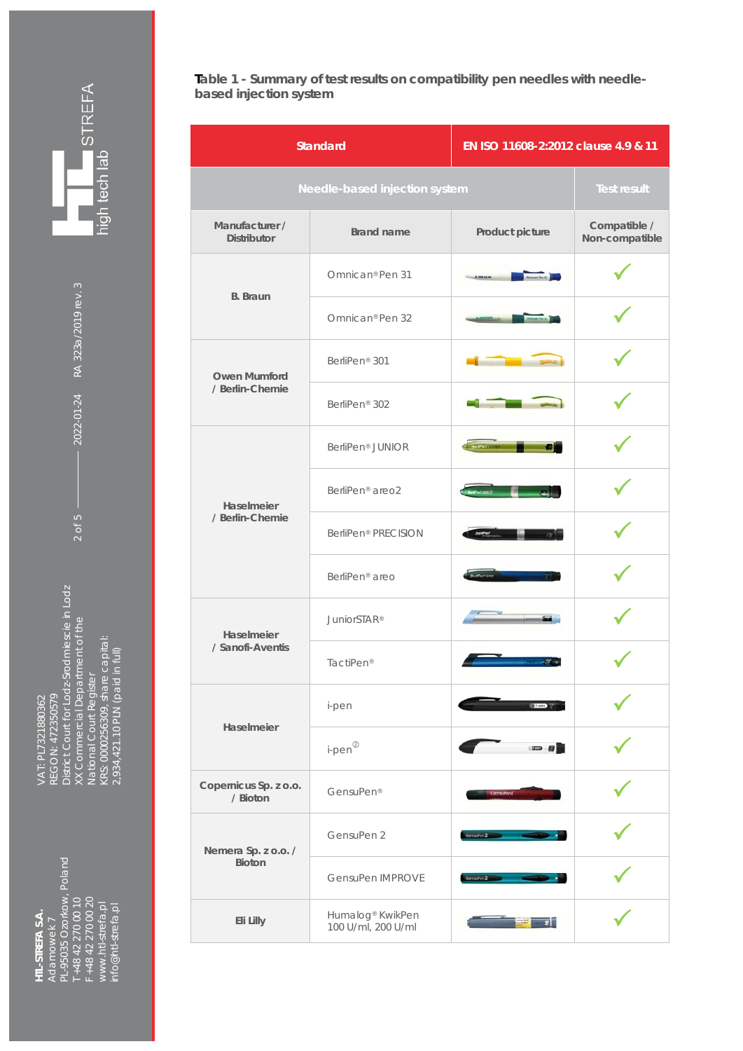**Table 1 - Summary of test results on compatibility pen needles with needle-based injection system**

| Standard | | EN ISO 11608-2:2012 clause 4.9 & 11 | |
|---|---|---|---|
| Needle-based injection system | | | Test result |
| Manufacturer / Distributor | Brand name | Product picture | Compatible / Non-compatible |
| B. Braun | Omnican® Pen 31 | | ✓ |
| | Omnican® Pen 32 | | ✓ |
| Owen Mumford / Berlin-Chemie | BerliPen® 301 | | ✓ |
| | BerliPen® 302 | | ✓ |
| Haselmeier / Berlin-Chemie | BerliPen® JUNIOR | | ✓ |
| | BerliPen® areo2 | | ✓ |
| | BerliPen® PRECISION | | ✓ |
| | BerliPen® areo | | ✓ |
| Haselmeier / Sanofi-Aventis | JuniorSTAR® | | ✓ |
| | TactiPen® | | ✓ |
| Haselmeier | i-pen | | ✓ |
| | i-pen② | | ✓ |
| Copernicus Sp. z o.o. / Bioton | GensuPen® | | ✓ |
| Nemera Sp. z o.o. / Bioton | GensuPen 2 | | ✓ |
| | GensuPen IMPROVE | | ✓ |
| Eli Lilly | Humalog® KwikPen 100 U/ml, 200 U/ml | | ✓ |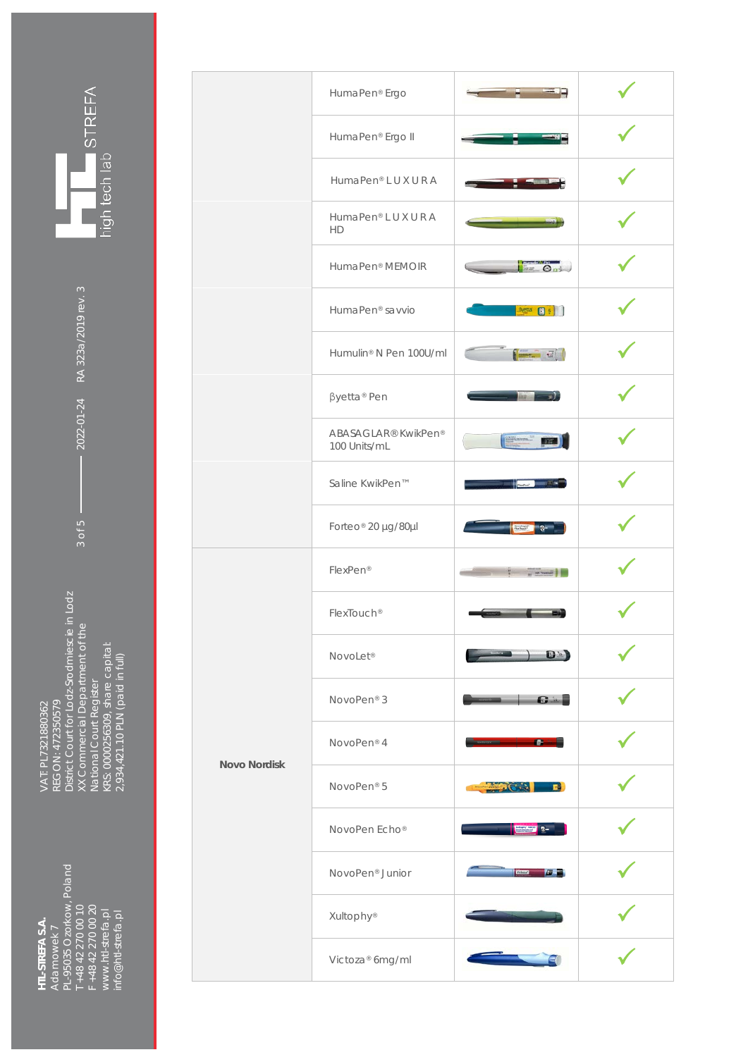| | | | |
|---|---|---|---|
| | HumaPen® Ergo | | ✓ |
| | HumaPen® Ergo II | | ✓ |
| | HumaPen® LUXURA | | ✓ |
| | HumaPen® LUXURA HD | | ✓ |
| | HumaPen® MEMOIR | | ✓ |
| | HumaPen® savvio | | ✓ |
| | Humulin® N Pen 100U/ml | | ✓ |
| | βyetta® Pen | | ✓ |
| | ABASAGLAR® KwikPen® 100 Units/mL | | ✓ |
| | Saline KwikPen™ | | ✓ |
| | Forteo® 20 µg/80µl | | ✓ |
| **Novo Nordisk** | FlexPen® | | ✓ |
| | FlexTouch® | | ✓ |
| | NovoLet® | | ✓ |
| | NovoPen® 3 | | ✓ |
| | NovoPen® 4 | | ✓ |
| | NovoPen® 5 | | ✓ |
| | NovoPen Echo® | | ✓ |
| | NovoPen® Junior | | ✓ |
| | Xultophy® | | ✓ |
| | Victoza® 6mg/ml | | ✓ |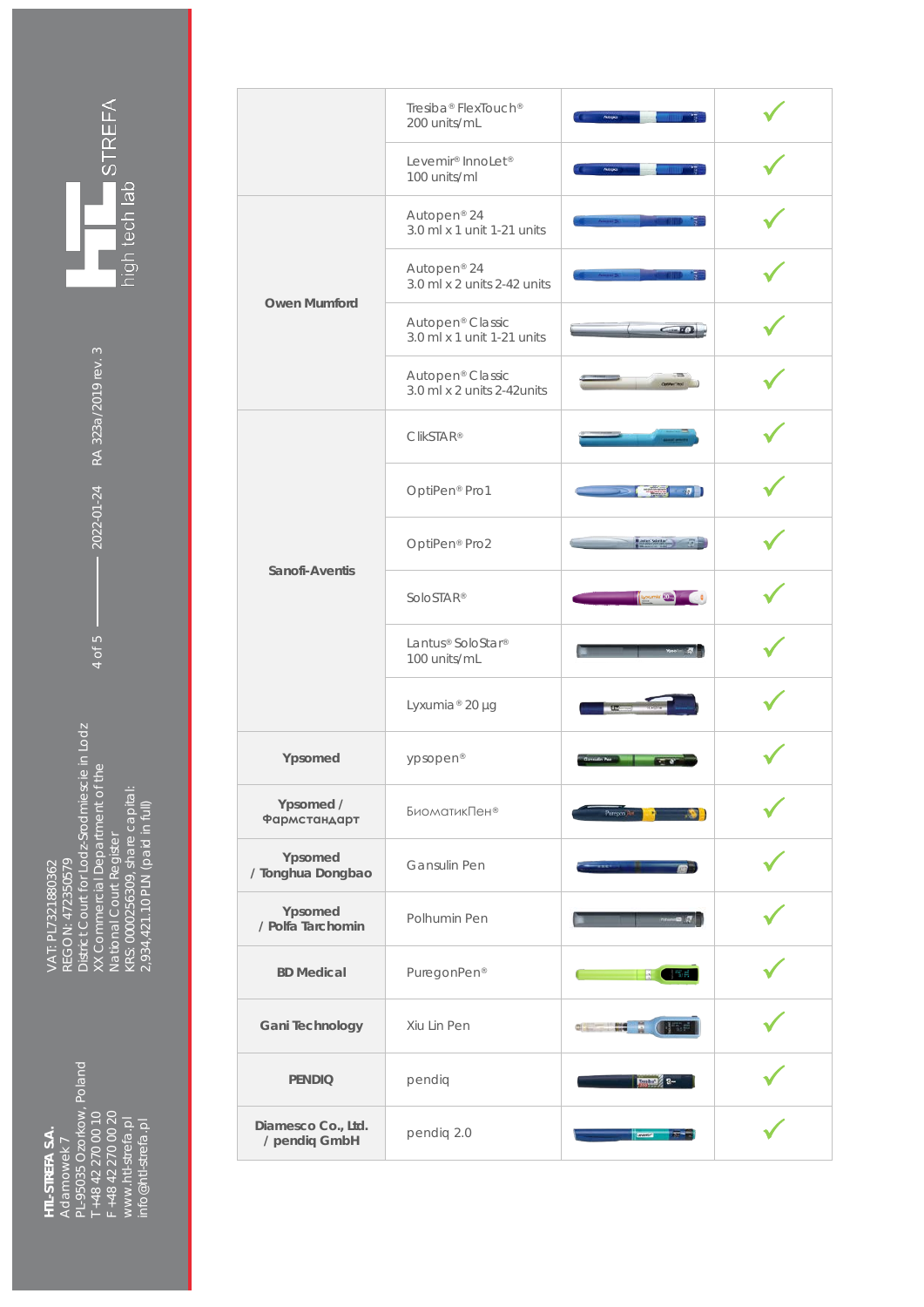| | | | |
|---|---|---|---|
| | Tresiba® FlexTouch® 200 units/mL | | ✓ |
| | Levemir® InnoLet® 100 units/ml | | ✓ |
| **Owen Mumford** | Autopen® 24 3.0 ml x 1 unit 1-21 units | | ✓ |
| | Autopen® 24 3.0 ml x 2 units 2-42 units | | ✓ |
| | Autopen® Classic 3.0 ml x 1 unit 1-21 units | | ✓ |
| | Autopen® Classic 3.0 ml x 2 units 2-42units | | ✓ |
| **Sanofi-Aventis** | ClikSTAR® | | ✓ |
| | OptiPen® Pro1 | | ✓ |
| | OptiPen® Pro2 | | ✓ |
| | SoloSTAR® | | ✓ |
| | Lantus® SoloStar® 100 units/mL | | ✓ |
| | Lyxumia® 20 µg | | ✓ |
| **Ypsomed** | ypsopen® | | ✓ |
| **Ypsomed / Фармстандарт** | БиоматикПен® | | ✓ |
| **Ypsomed / Tonghua Dongbao** | Gansulin Pen | | ✓ |
| **Ypsomed / Polfa Tarchomin** | Polhumin Pen | | ✓ |
| **BD Medical** | PuregonPen® | | ✓ |
| **Gani Technology** | Xiu Lin Pen | | ✓ |
| **PENDIQ** | pendiq | | ✓ |
| **Diamesco Co., Ltd. / pendiq GmbH** | pendiq 2.0 | | ✓ |

STREFA high tech lab

2022-01-24 RA 323a/2019 rev. 3

VAT: PL7321880362
REGON: 472350579
District Court for Lodz-Srodmiescie in Lodz
XX Commercial Department of the National Court Register
KRS: 0000256309, share capital: 2,934,421.10 PLN (paid in full)

**HTL-STREFA S.A.**
Adamowek 7
PL-95035 Ozorkow, Poland
T +48 42 270 00 10
F +48 42 270 00 20
www.htl-strefa.pl
info@htl-strefa.pl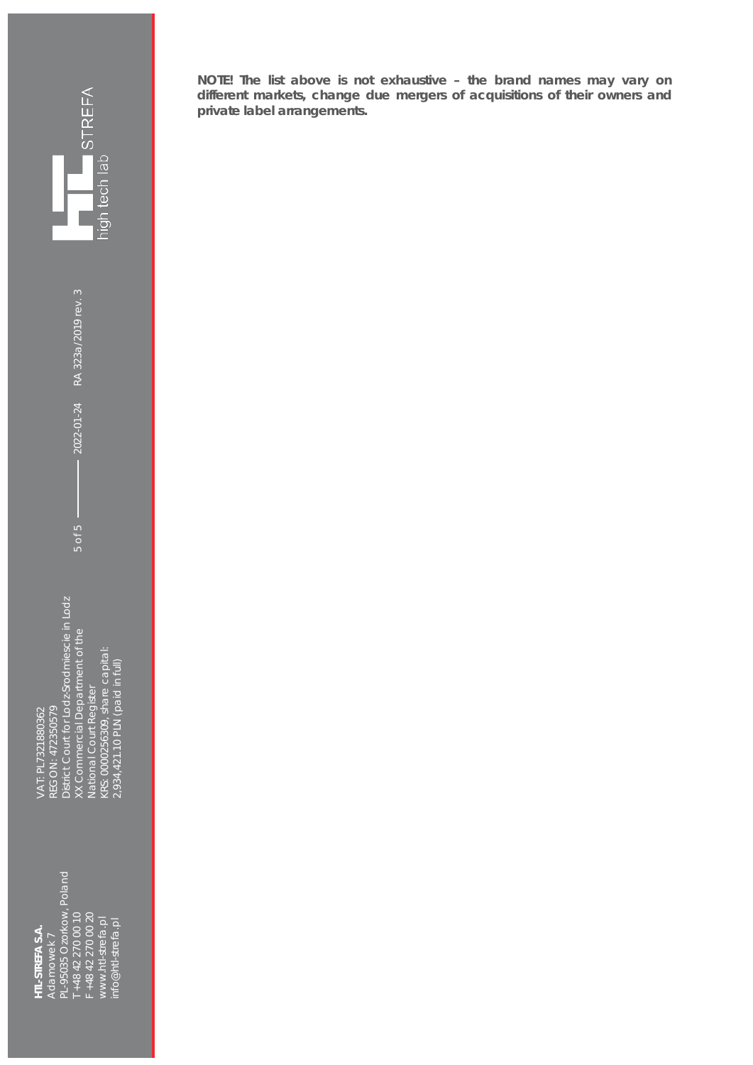**NOTE! The list above is not exhaustive – the brand names may vary on different markets, change due mergers of acquisitions of their owners and private label arrangements.**